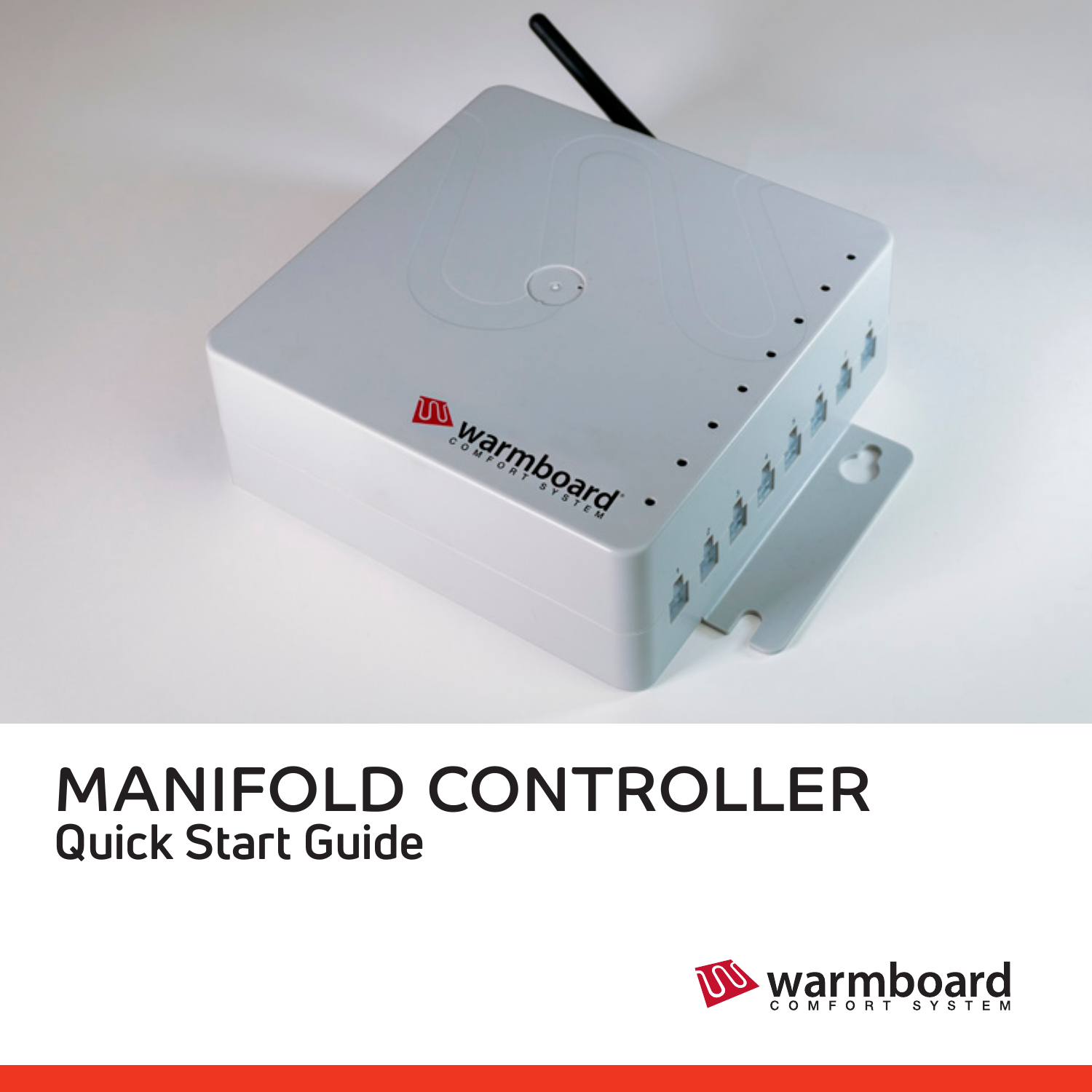# MANIFOLD CONTROLLER

## Quick Start Guide

warmboard COMFORT SYSTEM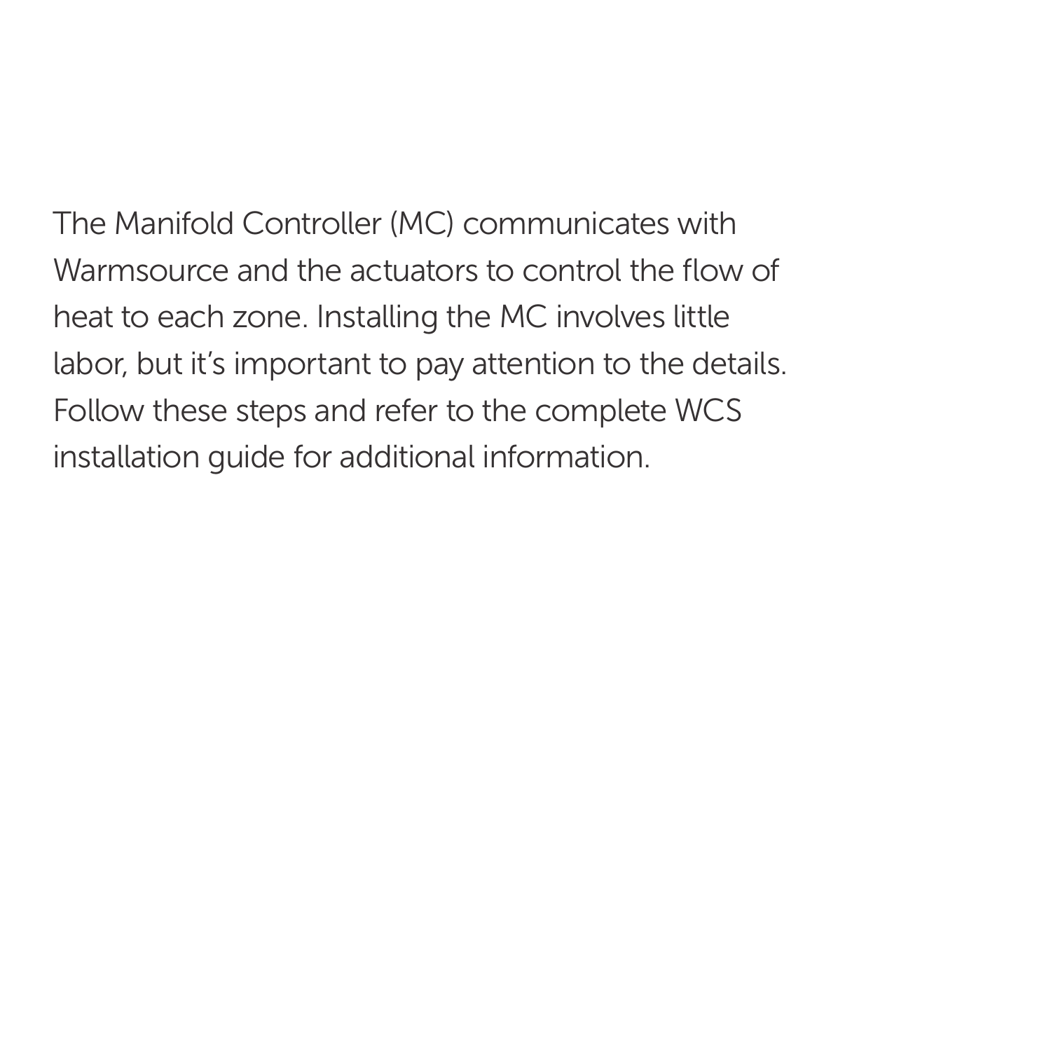The Manifold Controller (MC) communicates with Warmsource and the actuators to control the flow of heat to each zone. Installing the MC involves little labor, but it's important to pay attention to the details. Follow these steps and refer to the complete WCS installation guide for additional information.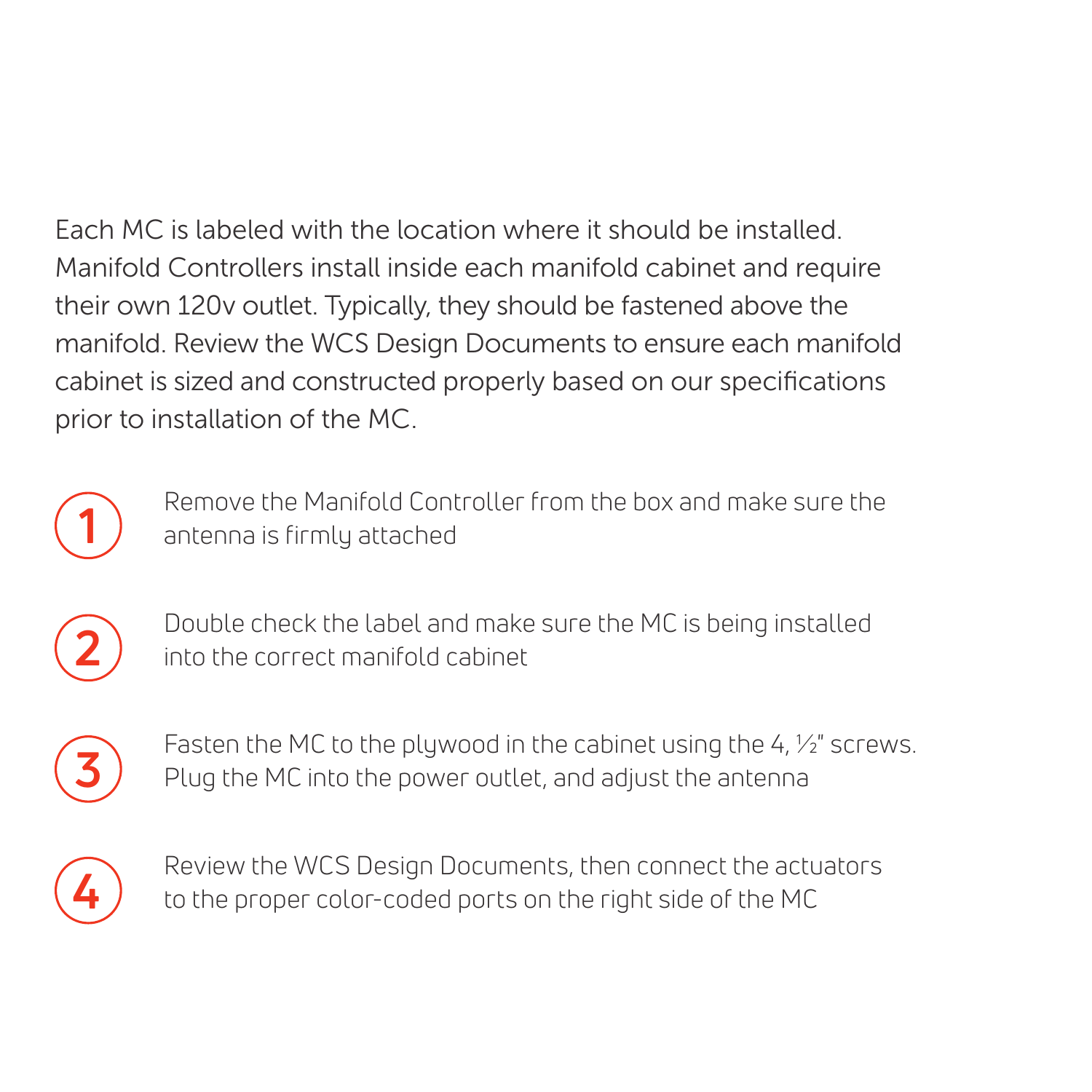Each MC is labeled with the location where it should be installed. Manifold Controllers install inside each manifold cabinet and require their own 120v outlet. Typically, they should be fastened above the manifold. Review the WCS Design Documents to ensure each manifold cabinet is sized and constructed properly based on our specifications prior to installation of the MC.

1. Remove the Manifold Controller from the box and make sure the antenna is firmly attached

2. Double check the label and make sure the MC is being installed into the correct manifold cabinet

3. Fasten the MC to the plywood in the cabinet using the 4, ½" screws. Plug the MC into the power outlet, and adjust the antenna

4. Review the WCS Design Documents, then connect the actuators to the proper color-coded ports on the right side of the MC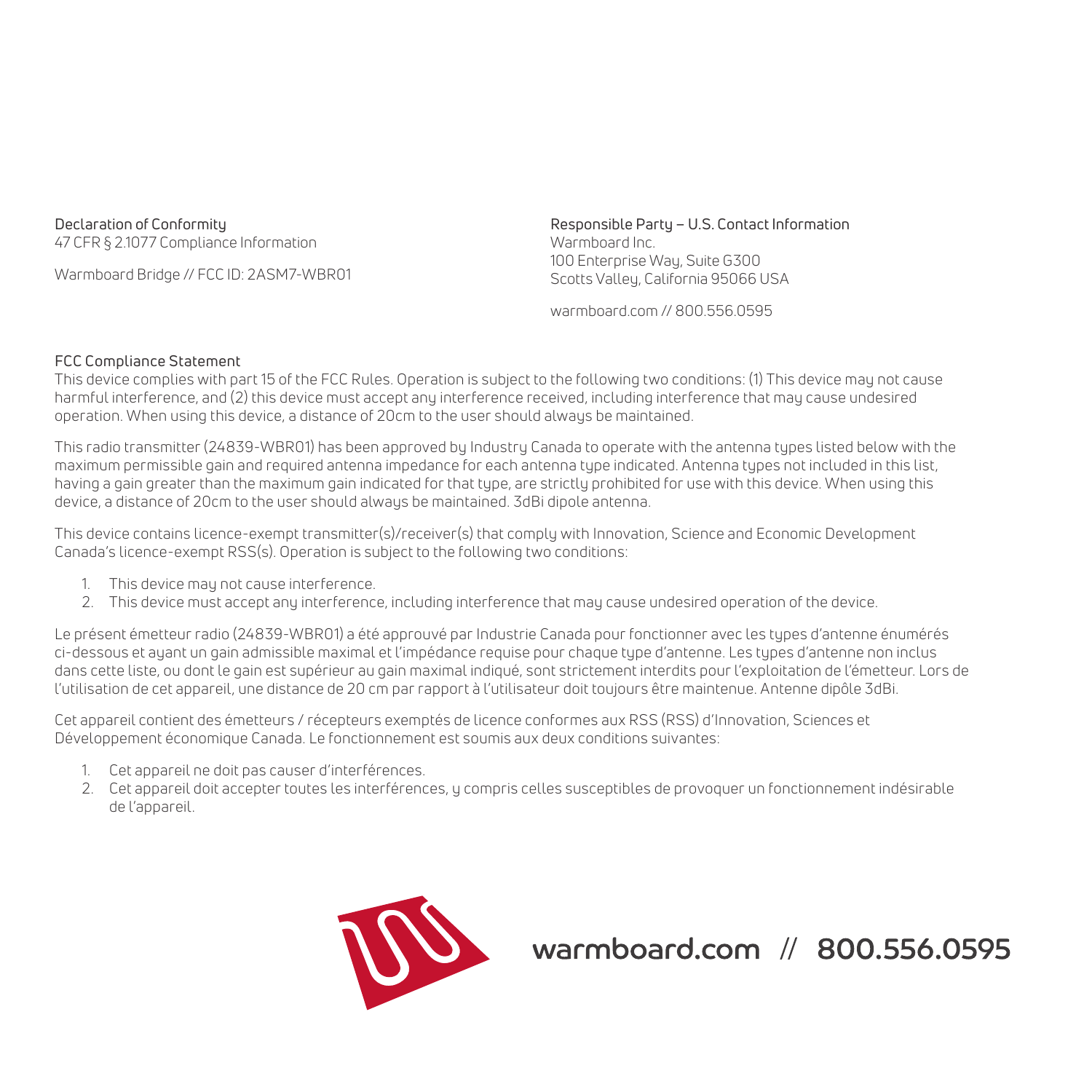**Declaration of Conformity**
47 CFR § 2.1077 Compliance Information

Warmboard Bridge // FCC ID: 2ASM7-WBR01

**Responsible Party – U.S. Contact Information**
Warmboard Inc.
100 Enterprise Way, Suite G300
Scotts Valley, California 95066 USA

warmboard.com // 800.556.0595

**FCC Compliance Statement**
This device complies with part 15 of the FCC Rules. Operation is subject to the following two conditions: (1) This device may not cause harmful interference, and (2) this device must accept any interference received, including interference that may cause undesired operation. When using this device, a distance of 20cm to the user should always be maintained.

This radio transmitter (24839-WBR01) has been approved by Industry Canada to operate with the antenna types listed below with the maximum permissible gain and required antenna impedance for each antenna type indicated. Antenna types not included in this list, having a gain greater than the maximum gain indicated for that type, are strictly prohibited for use with this device. When using this device, a distance of 20cm to the user should always be maintained. 3dBi dipole antenna.

This device contains licence-exempt transmitter(s)/receiver(s) that comply with Innovation, Science and Economic Development Canada's licence-exempt RSS(s). Operation is subject to the following two conditions:

1. This device may not cause interference.
2. This device must accept any interference, including interference that may cause undesired operation of the device.

Le présent émetteur radio (24839-WBR01) a été approuvé par Industrie Canada pour fonctionner avec les types d'antenne énumérés ci-dessous et ayant un gain admissible maximal et l'impédance requise pour chaque type d'antenne. Les types d'antenne non inclus dans cette liste, ou dont le gain est supérieur au gain maximal indiqué, sont strictement interdits pour l'exploitation de l'émetteur. Lors de l'utilisation de cet appareil, une distance de 20 cm par rapport à l'utilisateur doit toujours être maintenue. Antenne dipôle 3dBi.

Cet appareil contient des émetteurs / récepteurs exemptés de licence conformes aux RSS (RSS) d'Innovation, Sciences et Développement économique Canada. Le fonctionnement est soumis aux deux conditions suivantes:

1. Cet appareil ne doit pas causer d'interférences.
2. Cet appareil doit accepter toutes les interférences, y compris celles susceptibles de provoquer un fonctionnement indésirable de l'appareil.

**warmboard.com // 800.556.0595**